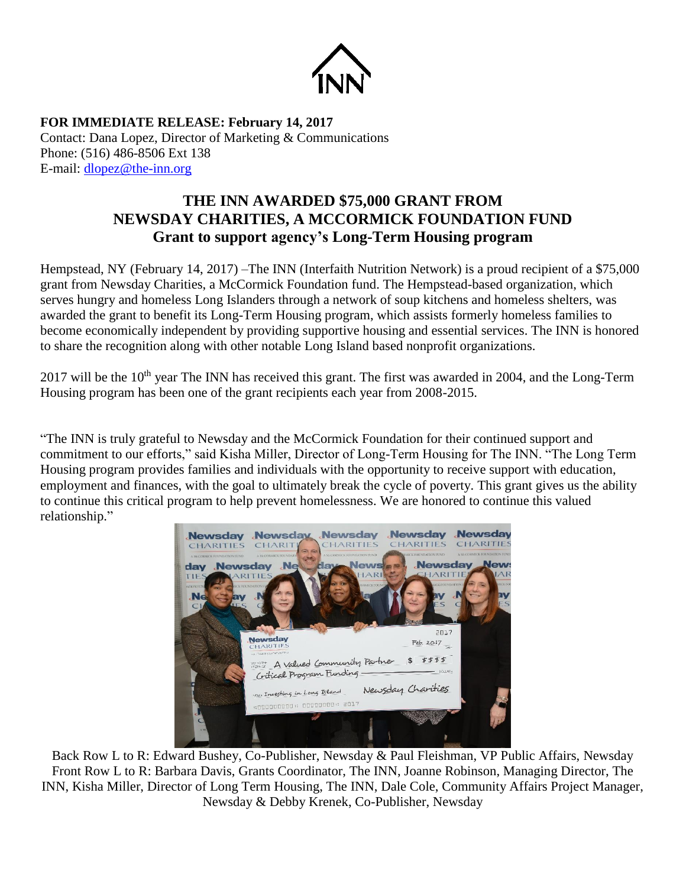INN

**FOR IMMEDIATE RELEASE: February 14, 2017**
Contact: Dana Lopez, Director of Marketing & Communications
Phone: (516) 486-8506 Ext 138
E-mail: dlopez@the-inn.org

## THE INN AWARDED $75,000 GRANT FROM NEWSDAY CHARITIES, A MCCORMICK FOUNDATION FUND

### Grant to support agency's Long-Term Housing program

Hempstead, NY (February 14, 2017) –The INN (Interfaith Nutrition Network) is a proud recipient of a $75,000 grant from Newsday Charities, a McCormick Foundation fund. The Hempstead-based organization, which serves hungry and homeless Long Islanders through a network of soup kitchens and homeless shelters, was awarded the grant to benefit its Long-Term Housing program, which assists formerly homeless families to become economically independent by providing supportive housing and essential services. The INN is honored to share the recognition along with other notable Long Island based nonprofit organizations.

2017 will be the 10th year The INN has received this grant. The first was awarded in 2004, and the Long-Term Housing program has been one of the grant recipients each year from 2008-2015.

"The INN is truly grateful to Newsday and the McCormick Foundation for their continued support and commitment to our efforts," said Kisha Miller, Director of Long-Term Housing for The INN. "The Long Term Housing program provides families and individuals with the opportunity to receive support with education, employment and finances, with the goal to ultimately break the cycle of poverty. This grant gives us the ability to continue this critical program to help prevent homelessness. We are honored to continue this valued relationship."

Back Row L to R: Edward Bushey, Co-Publisher, Newsday & Paul Fleishman, VP Public Affairs, Newsday
Front Row L to R: Barbara Davis, Grants Coordinator, The INN, Joanne Robinson, Managing Director, The INN, Kisha Miller, Director of Long Term Housing, The INN, Dale Cole, Community Affairs Project Manager, Newsday & Debby Krenek, Co-Publisher, Newsday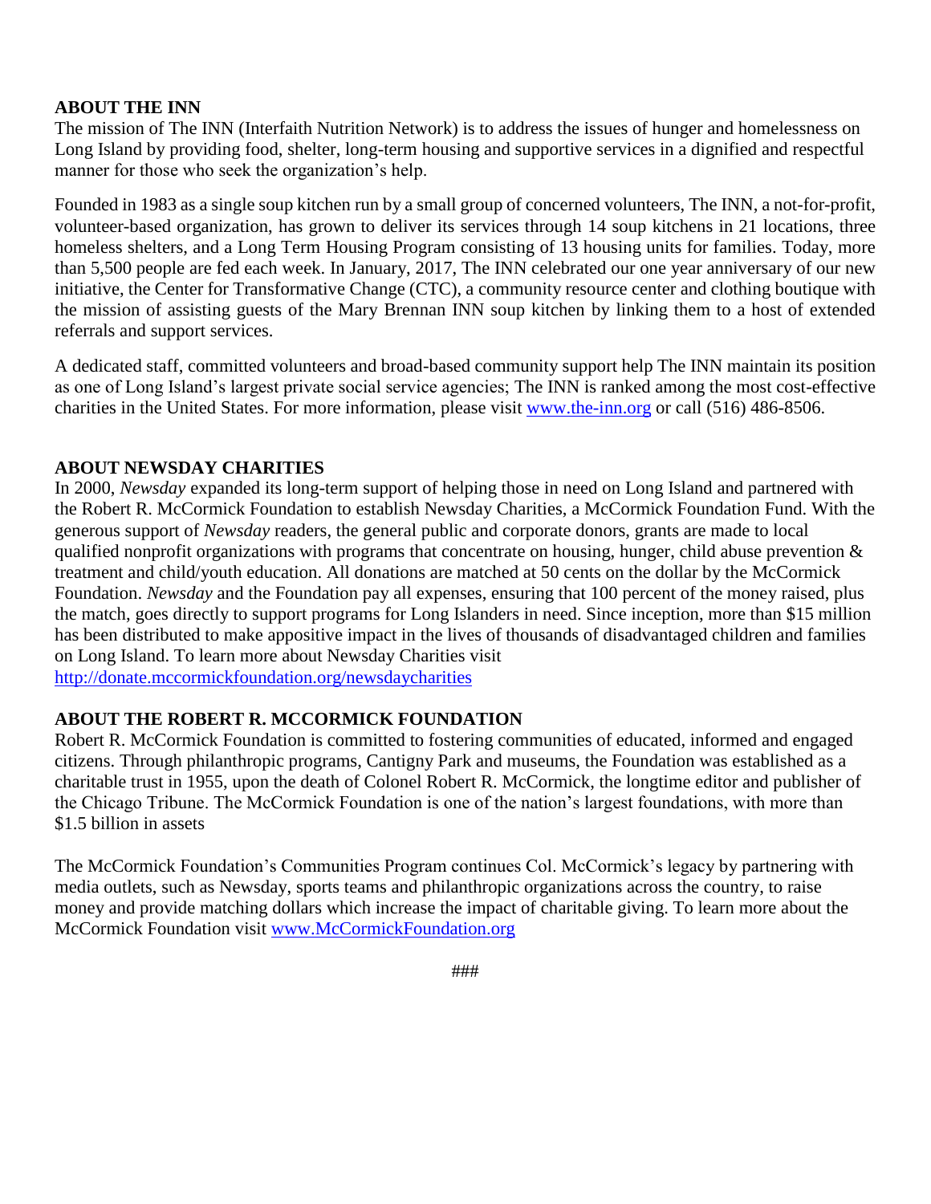## ABOUT THE INN

The mission of The INN (Interfaith Nutrition Network) is to address the issues of hunger and homelessness on Long Island by providing food, shelter, long-term housing and supportive services in a dignified and respectful manner for those who seek the organization's help.

Founded in 1983 as a single soup kitchen run by a small group of concerned volunteers, The INN, a not-for-profit, volunteer-based organization, has grown to deliver its services through 14 soup kitchens in 21 locations, three homeless shelters, and a Long Term Housing Program consisting of 13 housing units for families. Today, more than 5,500 people are fed each week. In January, 2017, The INN celebrated our one year anniversary of our new initiative, the Center for Transformative Change (CTC), a community resource center and clothing boutique with the mission of assisting guests of the Mary Brennan INN soup kitchen by linking them to a host of extended referrals and support services.

A dedicated staff, committed volunteers and broad-based community support help The INN maintain its position as one of Long Island's largest private social service agencies; The INN is ranked among the most cost-effective charities in the United States. For more information, please visit www.the-inn.org or call (516) 486-8506.

## ABOUT NEWSDAY CHARITIES

In 2000, *Newsday* expanded its long-term support of helping those in need on Long Island and partnered with the Robert R. McCormick Foundation to establish Newsday Charities, a McCormick Foundation Fund. With the generous support of *Newsday* readers, the general public and corporate donors, grants are made to local qualified nonprofit organizations with programs that concentrate on housing, hunger, child abuse prevention & treatment and child/youth education. All donations are matched at 50 cents on the dollar by the McCormick Foundation. *Newsday* and the Foundation pay all expenses, ensuring that 100 percent of the money raised, plus the match, goes directly to support programs for Long Islanders in need. Since inception, more than $15 million has been distributed to make appositive impact in the lives of thousands of disadvantaged children and families on Long Island. To learn more about Newsday Charities visit http://donate.mccormickfoundation.org/newsdaycharities

## ABOUT THE ROBERT R. MCCORMICK FOUNDATION

Robert R. McCormick Foundation is committed to fostering communities of educated, informed and engaged citizens. Through philanthropic programs, Cantigny Park and museums, the Foundation was established as a charitable trust in 1955, upon the death of Colonel Robert R. McCormick, the longtime editor and publisher of the Chicago Tribune. The McCormick Foundation is one of the nation's largest foundations, with more than $1.5 billion in assets

The McCormick Foundation's Communities Program continues Col. McCormick's legacy by partnering with media outlets, such as Newsday, sports teams and philanthropic organizations across the country, to raise money and provide matching dollars which increase the impact of charitable giving. To learn more about the McCormick Foundation visit www.McCormickFoundation.org

###